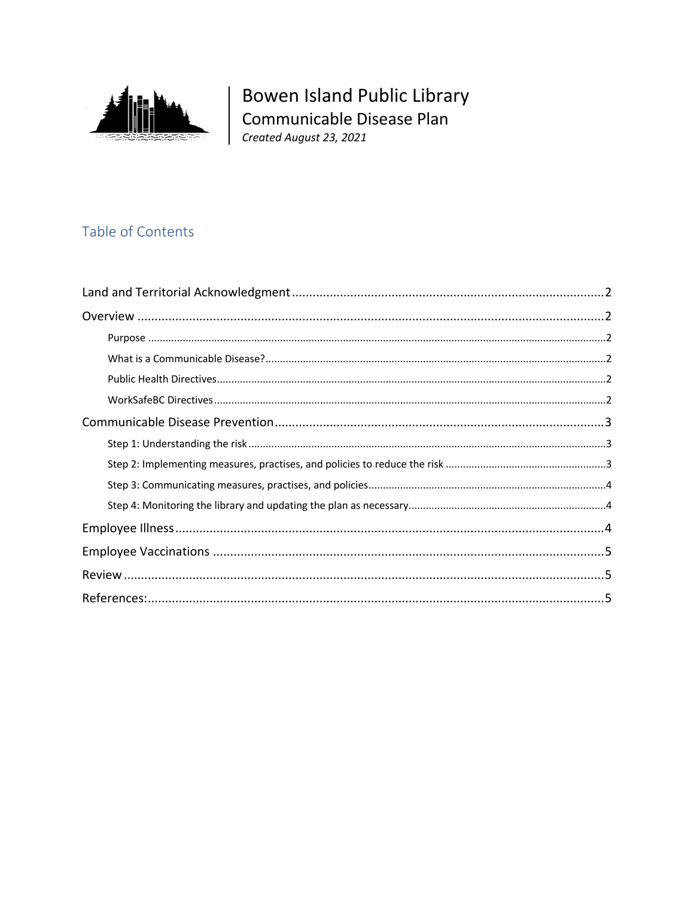# Bowen Island Public Library

## Communicable Disease Plan

*Created August 23, 2021*

## Table of Contents

Land and Territorial Acknowledgment .......... 2

Overview .......... 2

- Purpose .......... 2
- What is a Communicable Disease? .......... 2
- Public Health Directives .......... 2
- WorkSafeBC Directives .......... 2

Communicable Disease Prevention .......... 3

- Step 1: Understanding the risk .......... 3
- Step 2: Implementing measures, practises, and policies to reduce the risk .......... 3
- Step 3: Communicating measures, practises, and policies .......... 4
- Step 4: Monitoring the library and updating the plan as necessary .......... 4

Employee Illness .......... 4

Employee Vaccinations .......... 5

Review .......... 5

References: .......... 5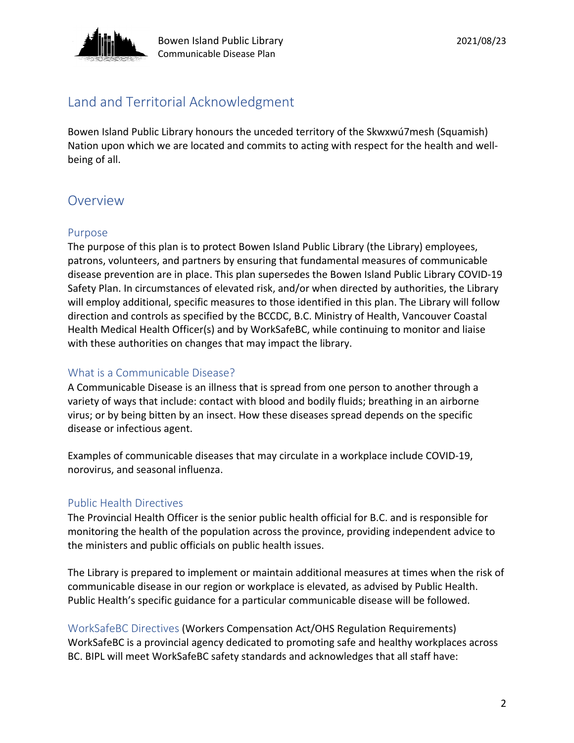## Land and Territorial Acknowledgment

Bowen Island Public Library honours the unceded territory of the Skwxwú7mesh (Squamish) Nation upon which we are located and commits to acting with respect for the health and well-being of all.

## Overview

### Purpose

The purpose of this plan is to protect Bowen Island Public Library (the Library) employees, patrons, volunteers, and partners by ensuring that fundamental measures of communicable disease prevention are in place. This plan supersedes the Bowen Island Public Library COVID-19 Safety Plan. In circumstances of elevated risk, and/or when directed by authorities, the Library will employ additional, specific measures to those identified in this plan. The Library will follow direction and controls as specified by the BCCDC, B.C. Ministry of Health, Vancouver Coastal Health Medical Health Officer(s) and by WorkSafeBC, while continuing to monitor and liaise with these authorities on changes that may impact the library.

### What is a Communicable Disease?

A Communicable Disease is an illness that is spread from one person to another through a variety of ways that include: contact with blood and bodily fluids; breathing in an airborne virus; or by being bitten by an insect. How these diseases spread depends on the specific disease or infectious agent.

Examples of communicable diseases that may circulate in a workplace include COVID-19, norovirus, and seasonal influenza.

### Public Health Directives

The Provincial Health Officer is the senior public health official for B.C. and is responsible for monitoring the health of the population across the province, providing independent advice to the ministers and public officials on public health issues.

The Library is prepared to implement or maintain additional measures at times when the risk of communicable disease in our region or workplace is elevated, as advised by Public Health. Public Health's specific guidance for a particular communicable disease will be followed.

### WorkSafeBC Directives (Workers Compensation Act/OHS Regulation Requirements)

WorkSafeBC is a provincial agency dedicated to promoting safe and healthy workplaces across BC. BIPL will meet WorkSafeBC safety standards and acknowledges that all staff have: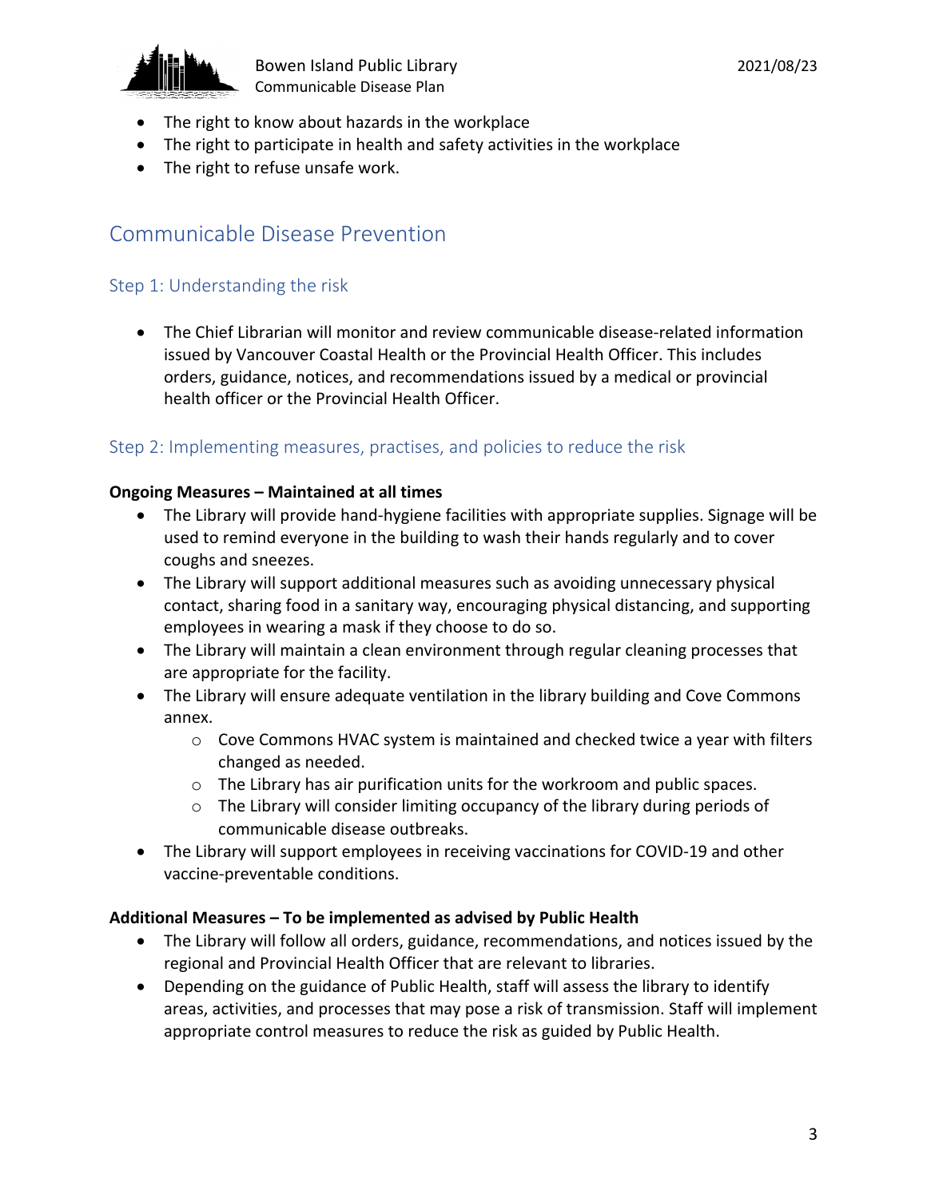- The right to know about hazards in the workplace
- The right to participate in health and safety activities in the workplace
- The right to refuse unsafe work.

## Communicable Disease Prevention

### Step 1: Understanding the risk

- The Chief Librarian will monitor and review communicable disease-related information issued by Vancouver Coastal Health or the Provincial Health Officer. This includes orders, guidance, notices, and recommendations issued by a medical or provincial health officer or the Provincial Health Officer.

### Step 2: Implementing measures, practises, and policies to reduce the risk

**Ongoing Measures – Maintained at all times**

- The Library will provide hand-hygiene facilities with appropriate supplies. Signage will be used to remind everyone in the building to wash their hands regularly and to cover coughs and sneezes.
- The Library will support additional measures such as avoiding unnecessary physical contact, sharing food in a sanitary way, encouraging physical distancing, and supporting employees in wearing a mask if they choose to do so.
- The Library will maintain a clean environment through regular cleaning processes that are appropriate for the facility.
- The Library will ensure adequate ventilation in the library building and Cove Commons annex.
  - Cove Commons HVAC system is maintained and checked twice a year with filters changed as needed.
  - The Library has air purification units for the workroom and public spaces.
  - The Library will consider limiting occupancy of the library during periods of communicable disease outbreaks.
- The Library will support employees in receiving vaccinations for COVID-19 and other vaccine-preventable conditions.

**Additional Measures – To be implemented as advised by Public Health**

- The Library will follow all orders, guidance, recommendations, and notices issued by the regional and Provincial Health Officer that are relevant to libraries.
- Depending on the guidance of Public Health, staff will assess the library to identify areas, activities, and processes that may pose a risk of transmission. Staff will implement appropriate control measures to reduce the risk as guided by Public Health.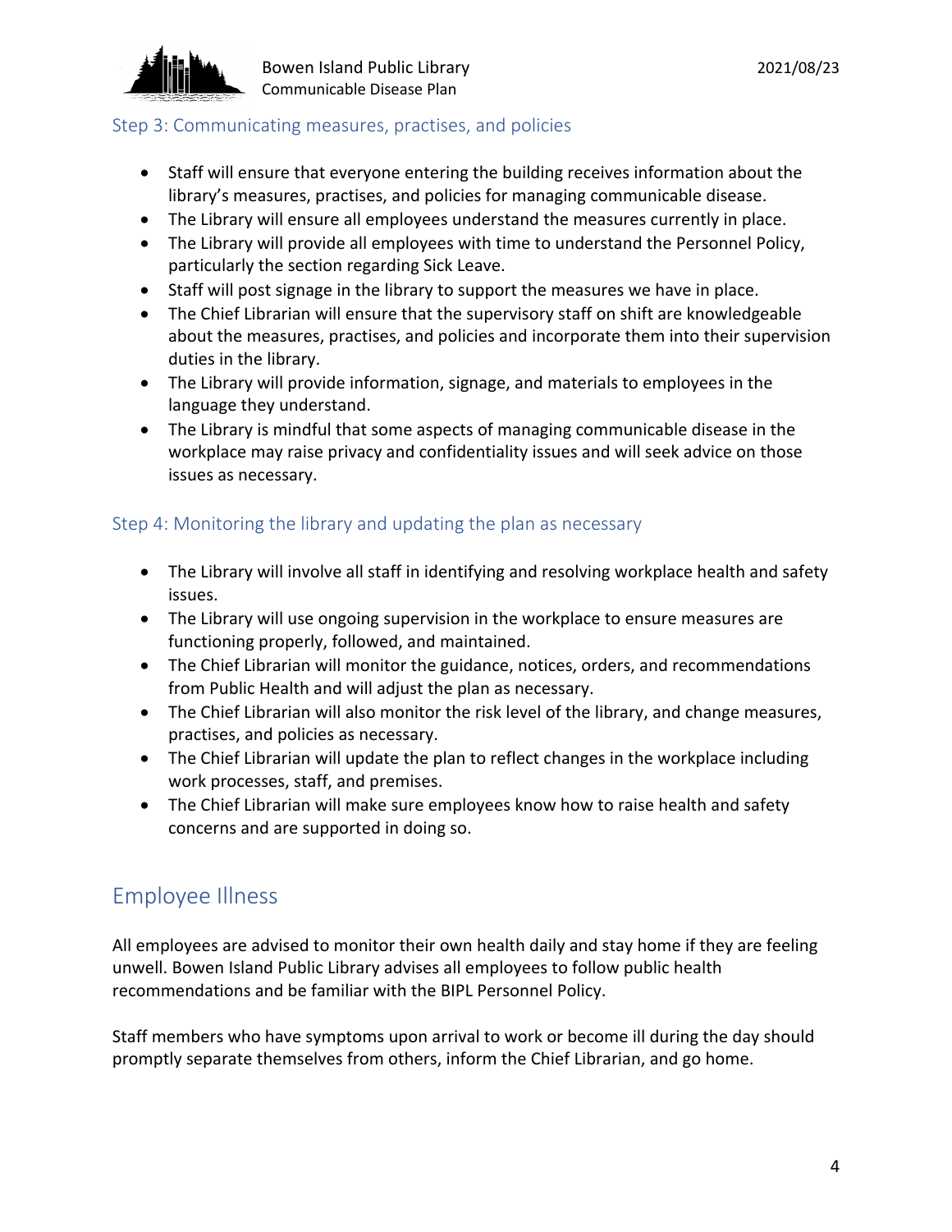### Step 3: Communicating measures, practises, and policies

- Staff will ensure that everyone entering the building receives information about the library's measures, practises, and policies for managing communicable disease.
- The Library will ensure all employees understand the measures currently in place.
- The Library will provide all employees with time to understand the Personnel Policy, particularly the section regarding Sick Leave.
- Staff will post signage in the library to support the measures we have in place.
- The Chief Librarian will ensure that the supervisory staff on shift are knowledgeable about the measures, practises, and policies and incorporate them into their supervision duties in the library.
- The Library will provide information, signage, and materials to employees in the language they understand.
- The Library is mindful that some aspects of managing communicable disease in the workplace may raise privacy and confidentiality issues and will seek advice on those issues as necessary.

### Step 4: Monitoring the library and updating the plan as necessary

- The Library will involve all staff in identifying and resolving workplace health and safety issues.
- The Library will use ongoing supervision in the workplace to ensure measures are functioning properly, followed, and maintained.
- The Chief Librarian will monitor the guidance, notices, orders, and recommendations from Public Health and will adjust the plan as necessary.
- The Chief Librarian will also monitor the risk level of the library, and change measures, practises, and policies as necessary.
- The Chief Librarian will update the plan to reflect changes in the workplace including work processes, staff, and premises.
- The Chief Librarian will make sure employees know how to raise health and safety concerns and are supported in doing so.

## Employee Illness

All employees are advised to monitor their own health daily and stay home if they are feeling unwell. Bowen Island Public Library advises all employees to follow public health recommendations and be familiar with the BIPL Personnel Policy.

Staff members who have symptoms upon arrival to work or become ill during the day should promptly separate themselves from others, inform the Chief Librarian, and go home.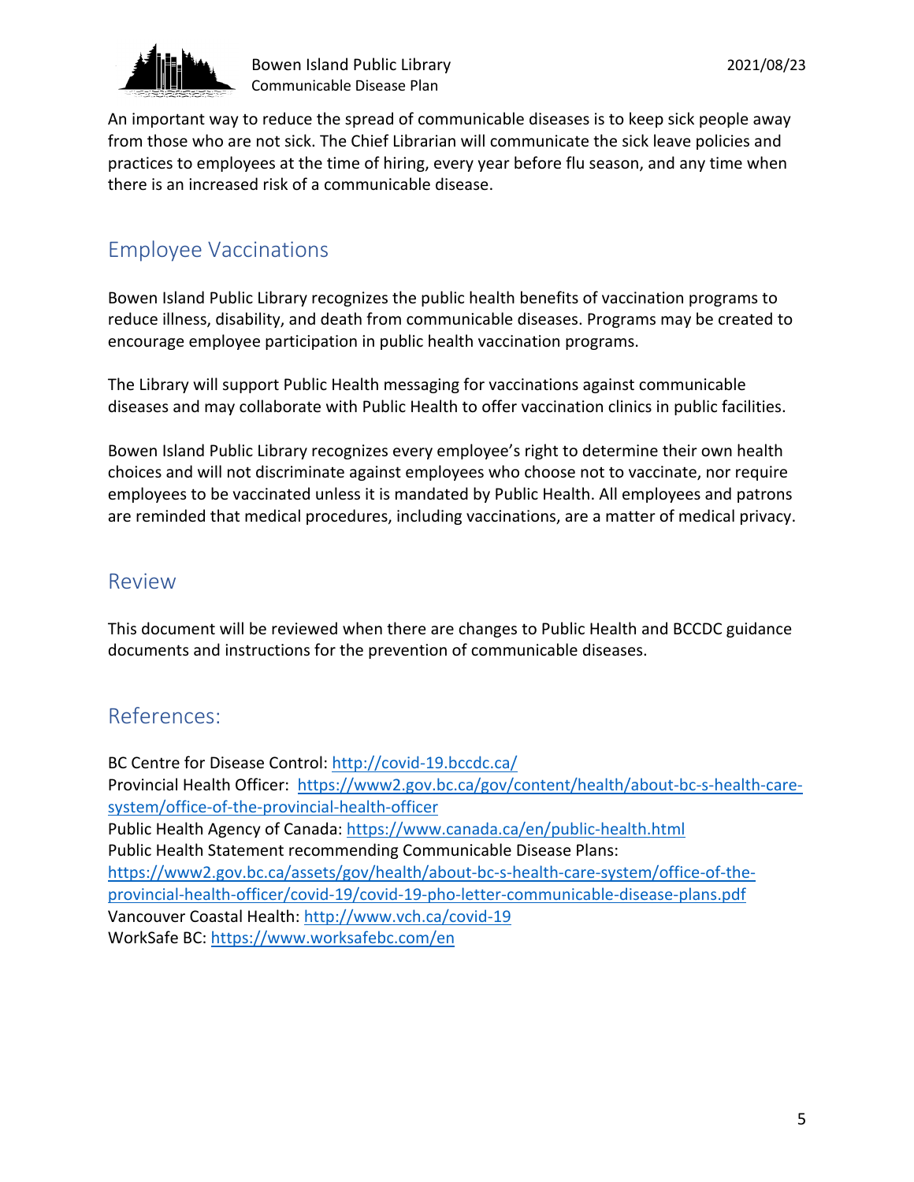An important way to reduce the spread of communicable diseases is to keep sick people away from those who are not sick. The Chief Librarian will communicate the sick leave policies and practices to employees at the time of hiring, every year before flu season, and any time when there is an increased risk of a communicable disease.

## Employee Vaccinations

Bowen Island Public Library recognizes the public health benefits of vaccination programs to reduce illness, disability, and death from communicable diseases. Programs may be created to encourage employee participation in public health vaccination programs.

The Library will support Public Health messaging for vaccinations against communicable diseases and may collaborate with Public Health to offer vaccination clinics in public facilities.

Bowen Island Public Library recognizes every employee's right to determine their own health choices and will not discriminate against employees who choose not to vaccinate, nor require employees to be vaccinated unless it is mandated by Public Health. All employees and patrons are reminded that medical procedures, including vaccinations, are a matter of medical privacy.

## Review

This document will be reviewed when there are changes to Public Health and BCCDC guidance documents and instructions for the prevention of communicable diseases.

## References:

BC Centre for Disease Control: http://covid-19.bccdc.ca/
Provincial Health Officer: https://www2.gov.bc.ca/gov/content/health/about-bc-s-health-care-system/office-of-the-provincial-health-officer
Public Health Agency of Canada: https://www.canada.ca/en/public-health.html
Public Health Statement recommending Communicable Disease Plans: https://www2.gov.bc.ca/assets/gov/health/about-bc-s-health-care-system/office-of-the-provincial-health-officer/covid-19/covid-19-pho-letter-communicable-disease-plans.pdf
Vancouver Coastal Health: http://www.vch.ca/covid-19
WorkSafe BC: https://www.worksafebc.com/en